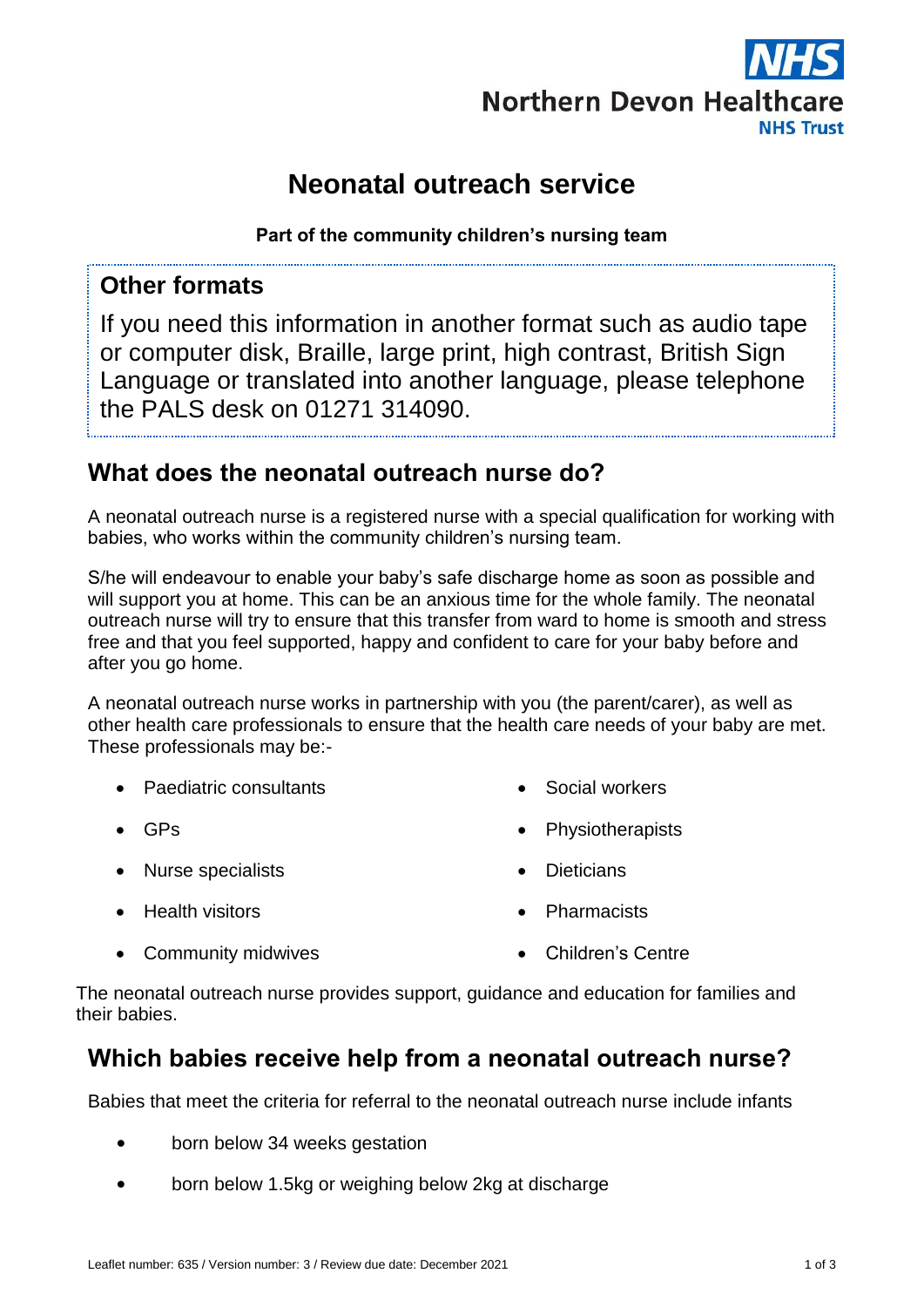NHS
Northern Devon Healthcare
NHS Trust

# Neonatal outreach service

**Part of the community children's nursing team**

## Other formats

If you need this information in another format such as audio tape or computer disk, Braille, large print, high contrast, British Sign Language or translated into another language, please telephone the PALS desk on 01271 314090.

## What does the neonatal outreach nurse do?

A neonatal outreach nurse is a registered nurse with a special qualification for working with babies, who works within the community children's nursing team.

S/he will endeavour to enable your baby's safe discharge home as soon as possible and will support you at home. This can be an anxious time for the whole family. The neonatal outreach nurse will try to ensure that this transfer from ward to home is smooth and stress free and that you feel supported, happy and confident to care for your baby before and after you go home.

A neonatal outreach nurse works in partnership with you (the parent/carer), as well as other health care professionals to ensure that the health care needs of your baby are met. These professionals may be:-

- Paediatric consultants
- GPs
- Nurse specialists
- Health visitors
- Community midwives
- Social workers
- Physiotherapists
- Dieticians
- Pharmacists
- Children's Centre

The neonatal outreach nurse provides support, guidance and education for families and their babies.

## Which babies receive help from a neonatal outreach nurse?

Babies that meet the criteria for referral to the neonatal outreach nurse include infants

- born below 34 weeks gestation
- born below 1.5kg or weighing below 2kg at discharge

Leaflet number: 635 / Version number: 3 / Review due date: December 2021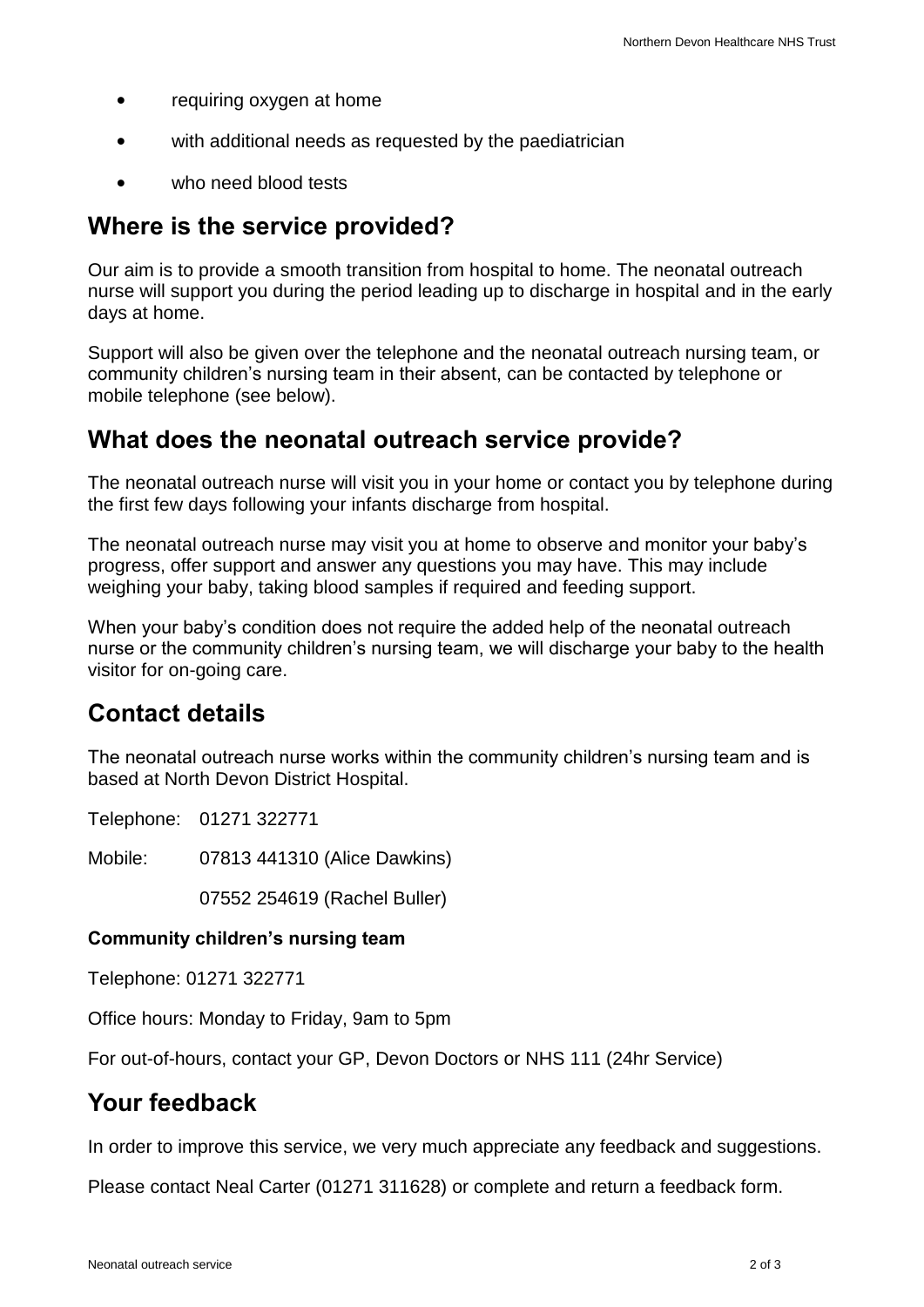- requiring oxygen at home
- with additional needs as requested by the paediatrician
- who need blood tests

## Where is the service provided?

Our aim is to provide a smooth transition from hospital to home. The neonatal outreach nurse will support you during the period leading up to discharge in hospital and in the early days at home.

Support will also be given over the telephone and the neonatal outreach nursing team, or community children's nursing team in their absent, can be contacted by telephone or mobile telephone (see below).

## What does the neonatal outreach service provide?

The neonatal outreach nurse will visit you in your home or contact you by telephone during the first few days following your infants discharge from hospital.

The neonatal outreach nurse may visit you at home to observe and monitor your baby's progress, offer support and answer any questions you may have. This may include weighing your baby, taking blood samples if required and feeding support.

When your baby's condition does not require the added help of the neonatal outreach nurse or the community children's nursing team, we will discharge your baby to the health visitor for on-going care.

## Contact details

The neonatal outreach nurse works within the community children's nursing team and is based at North Devon District Hospital.

Telephone: 01271 322771

Mobile: 07813 441310 (Alice Dawkins)

07552 254619 (Rachel Buller)

**Community children's nursing team**

Telephone: 01271 322771

Office hours: Monday to Friday, 9am to 5pm

For out-of-hours, contact your GP, Devon Doctors or NHS 111 (24hr Service)

## Your feedback

In order to improve this service, we very much appreciate any feedback and suggestions.

Please contact Neal Carter (01271 311628) or complete and return a feedback form.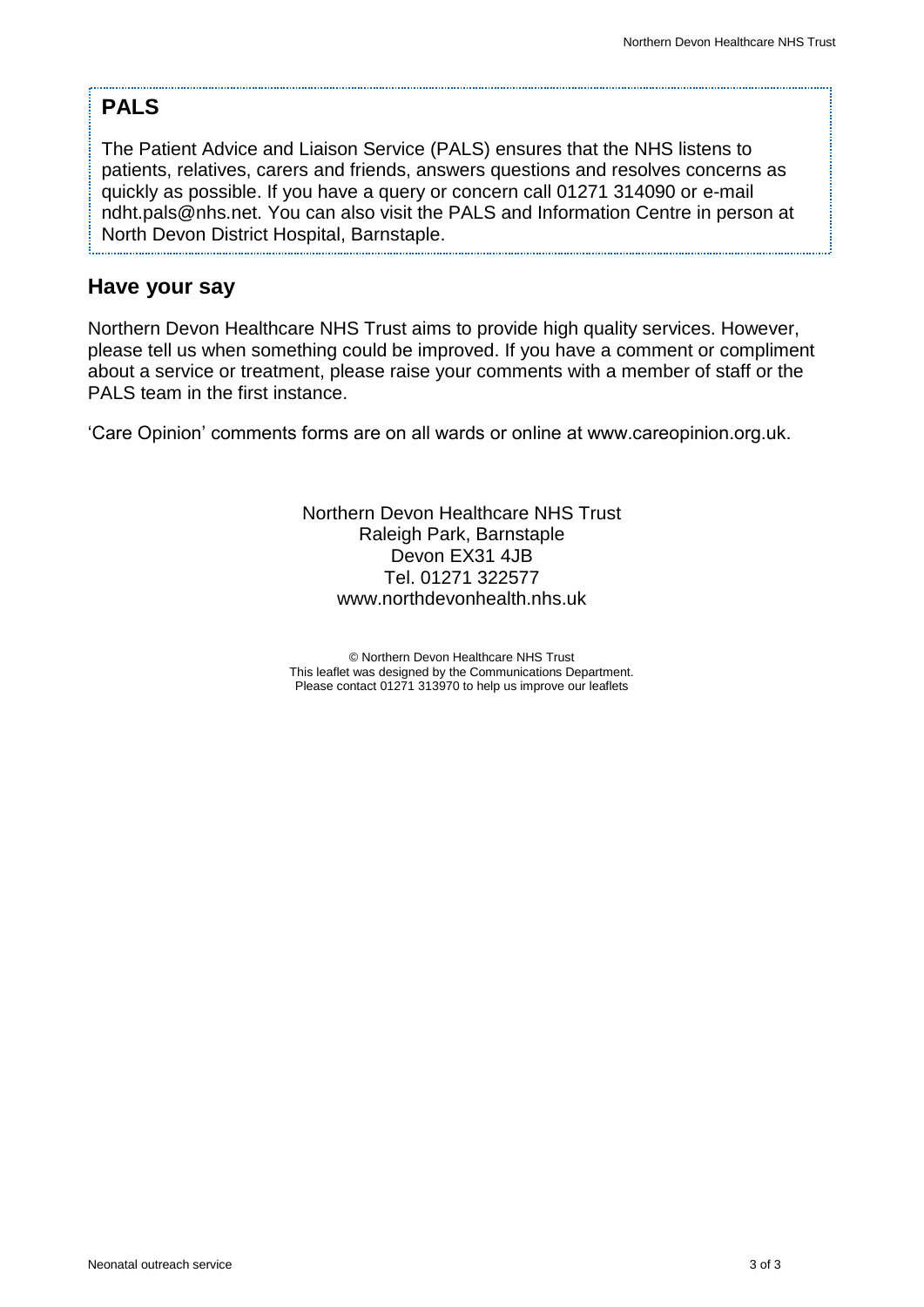## PALS

The Patient Advice and Liaison Service (PALS) ensures that the NHS listens to patients, relatives, carers and friends, answers questions and resolves concerns as quickly as possible. If you have a query or concern call 01271 314090 or e-mail ndht.pals@nhs.net. You can also visit the PALS and Information Centre in person at North Devon District Hospital, Barnstaple.

## Have your say

Northern Devon Healthcare NHS Trust aims to provide high quality services. However, please tell us when something could be improved. If you have a comment or compliment about a service or treatment, please raise your comments with a member of staff or the PALS team in the first instance.

'Care Opinion' comments forms are on all wards or online at www.careopinion.org.uk.

Northern Devon Healthcare NHS Trust
Raleigh Park, Barnstaple
Devon EX31 4JB
Tel. 01271 322577
www.northdevonhealth.nhs.uk

© Northern Devon Healthcare NHS Trust
This leaflet was designed by the Communications Department.
Please contact 01271 313970 to help us improve our leaflets